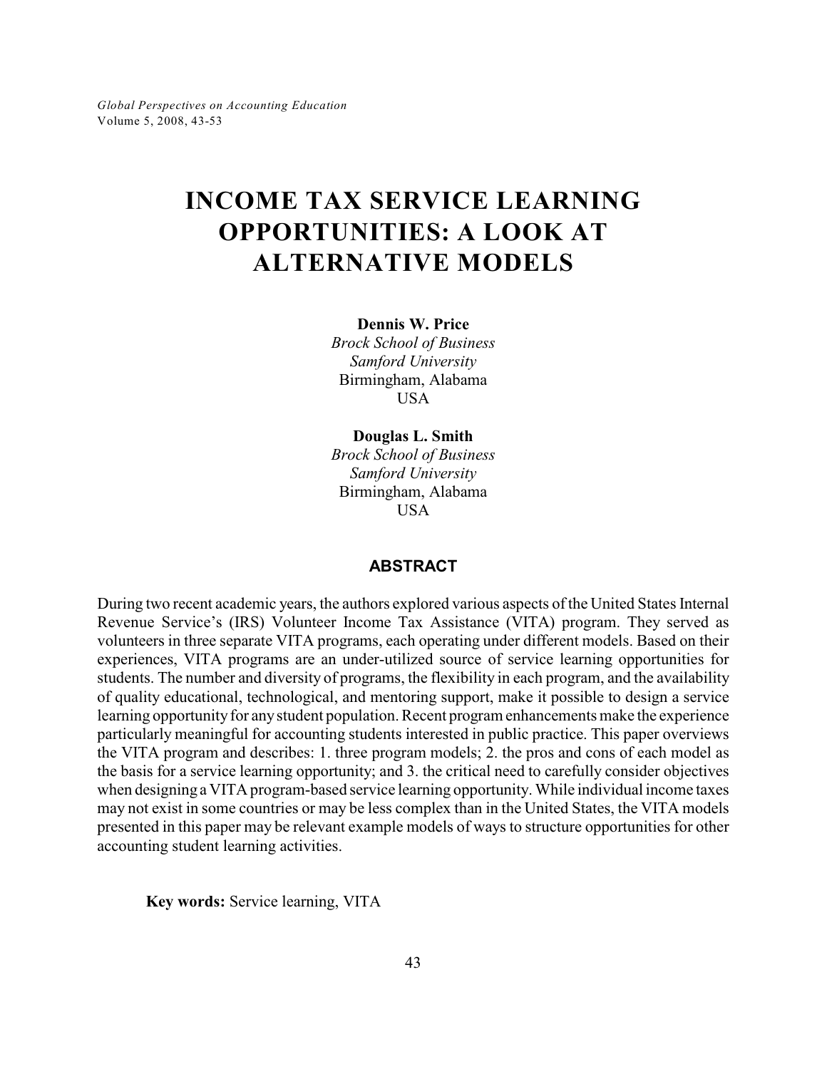# INCOME TAX SERVICE LEARNING OPPORTUNITIES: A LOOK AT ALTERNATIVE MODELS

**Dennis W. Price**
*Brock School of Business*
*Samford University*
Birmingham, Alabama
USA

**Douglas L. Smith**
*Brock School of Business*
*Samford University*
Birmingham, Alabama
USA

## ABSTRACT

During two recent academic years, the authors explored various aspects of the United States Internal Revenue Service's (IRS) Volunteer Income Tax Assistance (VITA) program. They served as volunteers in three separate VITA programs, each operating under different models. Based on their experiences, VITA programs are an under-utilized source of service learning opportunities for students. The number and diversity of programs, the flexibility in each program, and the availability of quality educational, technological, and mentoring support, make it possible to design a service learning opportunity for any student population. Recent program enhancements make the experience particularly meaningful for accounting students interested in public practice. This paper overviews the VITA program and describes: 1. three program models; 2. the pros and cons of each model as the basis for a service learning opportunity; and 3. the critical need to carefully consider objectives when designing a VITA program-based service learning opportunity. While individual income taxes may not exist in some countries or may be less complex than in the United States, the VITA models presented in this paper may be relevant example models of ways to structure opportunities for other accounting student learning activities.

**Key words:** Service learning, VITA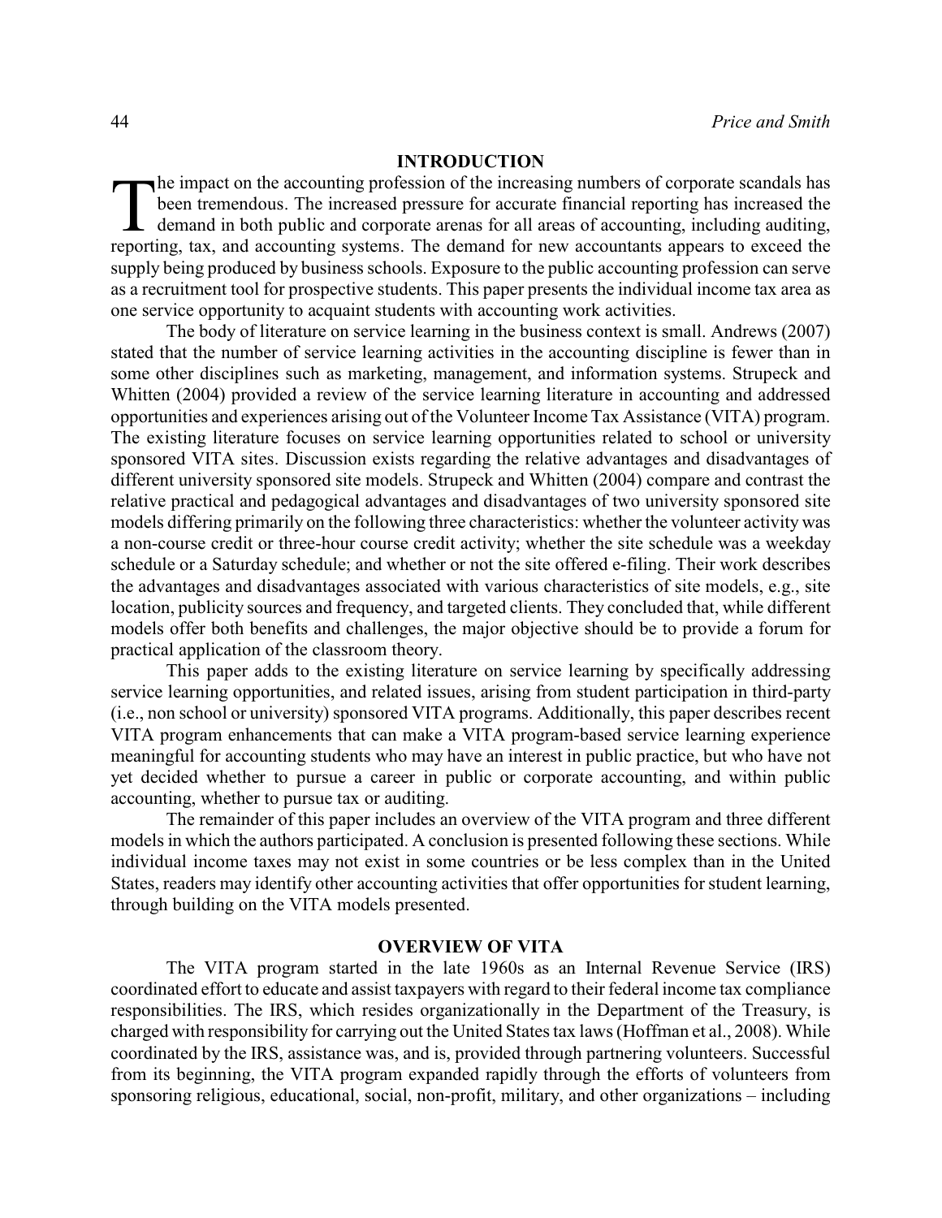## INTRODUCTION

The impact on the accounting profession of the increasing numbers of corporate scandals has been tremendous. The increased pressure for accurate financial reporting has increased the demand in both public and corporate arenas for all areas of accounting, including auditing, reporting, tax, and accounting systems. The demand for new accountants appears to exceed the supply being produced by business schools. Exposure to the public accounting profession can serve as a recruitment tool for prospective students. This paper presents the individual income tax area as one service opportunity to acquaint students with accounting work activities.

The body of literature on service learning in the business context is small. Andrews (2007) stated that the number of service learning activities in the accounting discipline is fewer than in some other disciplines such as marketing, management, and information systems. Strupeck and Whitten (2004) provided a review of the service learning literature in accounting and addressed opportunities and experiences arising out of the Volunteer Income Tax Assistance (VITA) program. The existing literature focuses on service learning opportunities related to school or university sponsored VITA sites. Discussion exists regarding the relative advantages and disadvantages of different university sponsored site models. Strupeck and Whitten (2004) compare and contrast the relative practical and pedagogical advantages and disadvantages of two university sponsored site models differing primarily on the following three characteristics: whether the volunteer activity was a non-course credit or three-hour course credit activity; whether the site schedule was a weekday schedule or a Saturday schedule; and whether or not the site offered e-filing. Their work describes the advantages and disadvantages associated with various characteristics of site models, e.g., site location, publicity sources and frequency, and targeted clients. They concluded that, while different models offer both benefits and challenges, the major objective should be to provide a forum for practical application of the classroom theory.

This paper adds to the existing literature on service learning by specifically addressing service learning opportunities, and related issues, arising from student participation in third-party (i.e., non school or university) sponsored VITA programs. Additionally, this paper describes recent VITA program enhancements that can make a VITA program-based service learning experience meaningful for accounting students who may have an interest in public practice, but who have not yet decided whether to pursue a career in public or corporate accounting, and within public accounting, whether to pursue tax or auditing.

The remainder of this paper includes an overview of the VITA program and three different models in which the authors participated. A conclusion is presented following these sections. While individual income taxes may not exist in some countries or be less complex than in the United States, readers may identify other accounting activities that offer opportunities for student learning, through building on the VITA models presented.

## OVERVIEW OF VITA

The VITA program started in the late 1960s as an Internal Revenue Service (IRS) coordinated effort to educate and assist taxpayers with regard to their federal income tax compliance responsibilities. The IRS, which resides organizationally in the Department of the Treasury, is charged with responsibility for carrying out the United States tax laws (Hoffman et al., 2008). While coordinated by the IRS, assistance was, and is, provided through partnering volunteers. Successful from its beginning, the VITA program expanded rapidly through the efforts of volunteers from sponsoring religious, educational, social, non-profit, military, and other organizations – including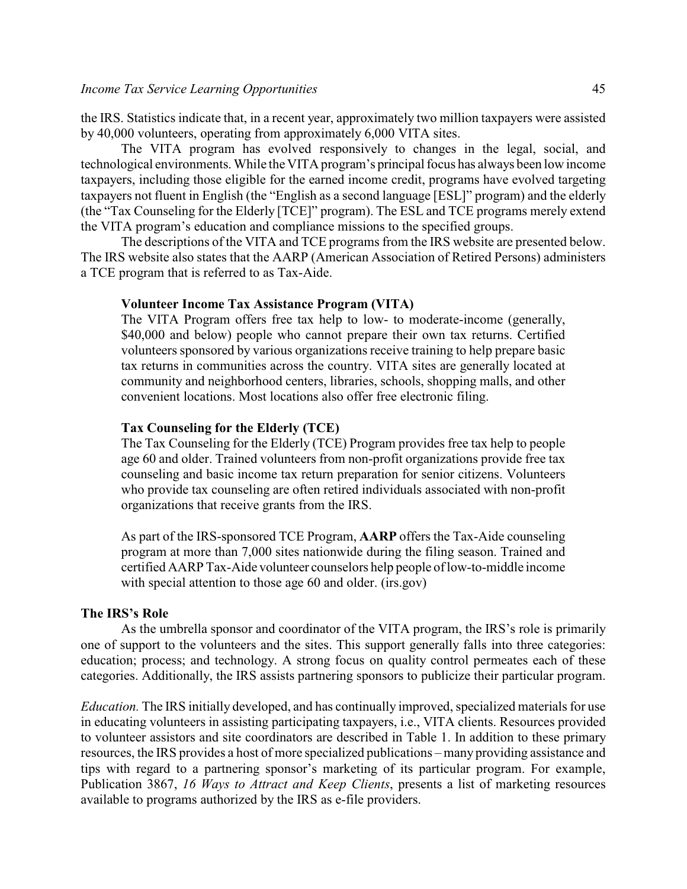the IRS. Statistics indicate that, in a recent year, approximately two million taxpayers were assisted by 40,000 volunteers, operating from approximately 6,000 VITA sites.

The VITA program has evolved responsively to changes in the legal, social, and technological environments. While the VITA program's principal focus has always been low income taxpayers, including those eligible for the earned income credit, programs have evolved targeting taxpayers not fluent in English (the "English as a second language [ESL]" program) and the elderly (the "Tax Counseling for the Elderly [TCE]" program). The ESL and TCE programs merely extend the VITA program's education and compliance missions to the specified groups.

The descriptions of the VITA and TCE programs from the IRS website are presented below. The IRS website also states that the AARP (American Association of Retired Persons) administers a TCE program that is referred to as Tax-Aide.

> **Volunteer Income Tax Assistance Program (VITA)**
> The VITA Program offers free tax help to low- to moderate-income (generally, $40,000 and below) people who cannot prepare their own tax returns. Certified volunteers sponsored by various organizations receive training to help prepare basic tax returns in communities across the country. VITA sites are generally located at community and neighborhood centers, libraries, schools, shopping malls, and other convenient locations. Most locations also offer free electronic filing.
>
> **Tax Counseling for the Elderly (TCE)**
> The Tax Counseling for the Elderly (TCE) Program provides free tax help to people age 60 and older. Trained volunteers from non-profit organizations provide free tax counseling and basic income tax return preparation for senior citizens. Volunteers who provide tax counseling are often retired individuals associated with non-profit organizations that receive grants from the IRS.
>
> As part of the IRS-sponsored TCE Program, **AARP** offers the Tax-Aide counseling program at more than 7,000 sites nationwide during the filing season. Trained and certified AARP Tax-Aide volunteer counselors help people of low-to-middle income with special attention to those age 60 and older. (irs.gov)

## The IRS's Role

As the umbrella sponsor and coordinator of the VITA program, the IRS's role is primarily one of support to the volunteers and the sites. This support generally falls into three categories: education; process; and technology. A strong focus on quality control permeates each of these categories. Additionally, the IRS assists partnering sponsors to publicize their particular program.

*Education.* The IRS initially developed, and has continually improved, specialized materials for use in educating volunteers in assisting participating taxpayers, i.e., VITA clients. Resources provided to volunteer assistors and site coordinators are described in Table 1. In addition to these primary resources, the IRS provides a host of more specialized publications – many providing assistance and tips with regard to a partnering sponsor's marketing of its particular program. For example, Publication 3867, *16 Ways to Attract and Keep Clients*, presents a list of marketing resources available to programs authorized by the IRS as e-file providers.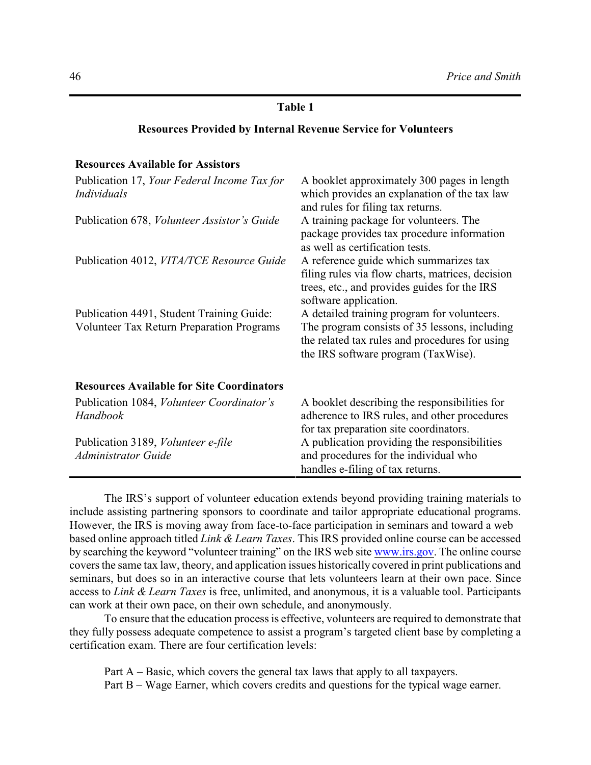**Table 1**

**Resources Provided by Internal Revenue Service for Volunteers**

| | |
|---|---|
| **Resources Available for Assistors** | |
| Publication 17, *Your Federal Income Tax for Individuals* | A booklet approximately 300 pages in length which provides an explanation of the tax law and rules for filing tax returns. |
| Publication 678, *Volunteer Assistor's Guide* | A training package for volunteers. The package provides tax procedure information as well as certification tests. |
| Publication 4012, *VITA/TCE Resource Guide* | A reference guide which summarizes tax filing rules via flow charts, matrices, decision trees, etc., and provides guides for the IRS software application. |
| Publication 4491, Student Training Guide: Volunteer Tax Return Preparation Programs | A detailed training program for volunteers. The program consists of 35 lessons, including the related tax rules and procedures for using the IRS software program (TaxWise). |
| **Resources Available for Site Coordinators** | |
| Publication 1084, *Volunteer Coordinator's Handbook* | A booklet describing the responsibilities for adherence to IRS rules, and other procedures for tax preparation site coordinators. |
| Publication 3189, *Volunteer e-file Administrator Guide* | A publication providing the responsibilities and procedures for the individual who handles e-filing of tax returns. |

The IRS's support of volunteer education extends beyond providing training materials to include assisting partnering sponsors to coordinate and tailor appropriate educational programs. However, the IRS is moving away from face-to-face participation in seminars and toward a web based online approach titled *Link & Learn Taxes*. This IRS provided online course can be accessed by searching the keyword "volunteer training" on the IRS web site www.irs.gov. The online course covers the same tax law, theory, and application issues historically covered in print publications and seminars, but does so in an interactive course that lets volunteers learn at their own pace. Since access to *Link & Learn Taxes* is free, unlimited, and anonymous, it is a valuable tool. Participants can work at their own pace, on their own schedule, and anonymously.

To ensure that the education process is effective, volunteers are required to demonstrate that they fully possess adequate competence to assist a program's targeted client base by completing a certification exam. There are four certification levels:

Part A – Basic, which covers the general tax laws that apply to all taxpayers.
Part B – Wage Earner, which covers credits and questions for the typical wage earner.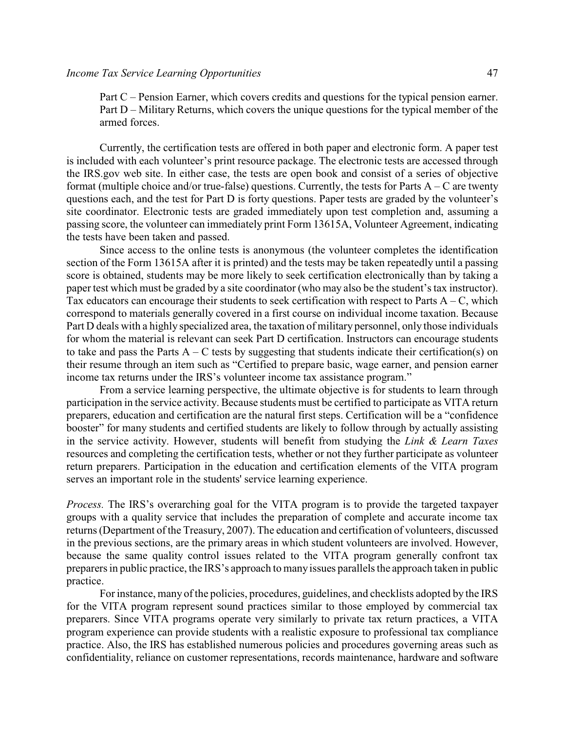Part C – Pension Earner, which covers credits and questions for the typical pension earner.
Part D – Military Returns, which covers the unique questions for the typical member of the armed forces.

Currently, the certification tests are offered in both paper and electronic form. A paper test is included with each volunteer's print resource package. The electronic tests are accessed through the IRS.gov web site. In either case, the tests are open book and consist of a series of objective format (multiple choice and/or true-false) questions. Currently, the tests for Parts A – C are twenty questions each, and the test for Part D is forty questions. Paper tests are graded by the volunteer's site coordinator. Electronic tests are graded immediately upon test completion and, assuming a passing score, the volunteer can immediately print Form 13615A, Volunteer Agreement, indicating the tests have been taken and passed.

Since access to the online tests is anonymous (the volunteer completes the identification section of the Form 13615A after it is printed) and the tests may be taken repeatedly until a passing score is obtained, students may be more likely to seek certification electronically than by taking a paper test which must be graded by a site coordinator (who may also be the student's tax instructor). Tax educators can encourage their students to seek certification with respect to Parts A – C, which correspond to materials generally covered in a first course on individual income taxation. Because Part D deals with a highly specialized area, the taxation of military personnel, only those individuals for whom the material is relevant can seek Part D certification. Instructors can encourage students to take and pass the Parts A – C tests by suggesting that students indicate their certification(s) on their resume through an item such as "Certified to prepare basic, wage earner, and pension earner income tax returns under the IRS's volunteer income tax assistance program."

From a service learning perspective, the ultimate objective is for students to learn through participation in the service activity. Because students must be certified to participate as VITA return preparers, education and certification are the natural first steps. Certification will be a "confidence booster" for many students and certified students are likely to follow through by actually assisting in the service activity. However, students will benefit from studying the *Link & Learn Taxes* resources and completing the certification tests, whether or not they further participate as volunteer return preparers. Participation in the education and certification elements of the VITA program serves an important role in the students' service learning experience.

*Process.* The IRS's overarching goal for the VITA program is to provide the targeted taxpayer groups with a quality service that includes the preparation of complete and accurate income tax returns (Department of the Treasury, 2007). The education and certification of volunteers, discussed in the previous sections, are the primary areas in which student volunteers are involved. However, because the same quality control issues related to the VITA program generally confront tax preparers in public practice, the IRS's approach to many issues parallels the approach taken in public practice.

For instance, many of the policies, procedures, guidelines, and checklists adopted by the IRS for the VITA program represent sound practices similar to those employed by commercial tax preparers. Since VITA programs operate very similarly to private tax return practices, a VITA program experience can provide students with a realistic exposure to professional tax compliance practice. Also, the IRS has established numerous policies and procedures governing areas such as confidentiality, reliance on customer representations, records maintenance, hardware and software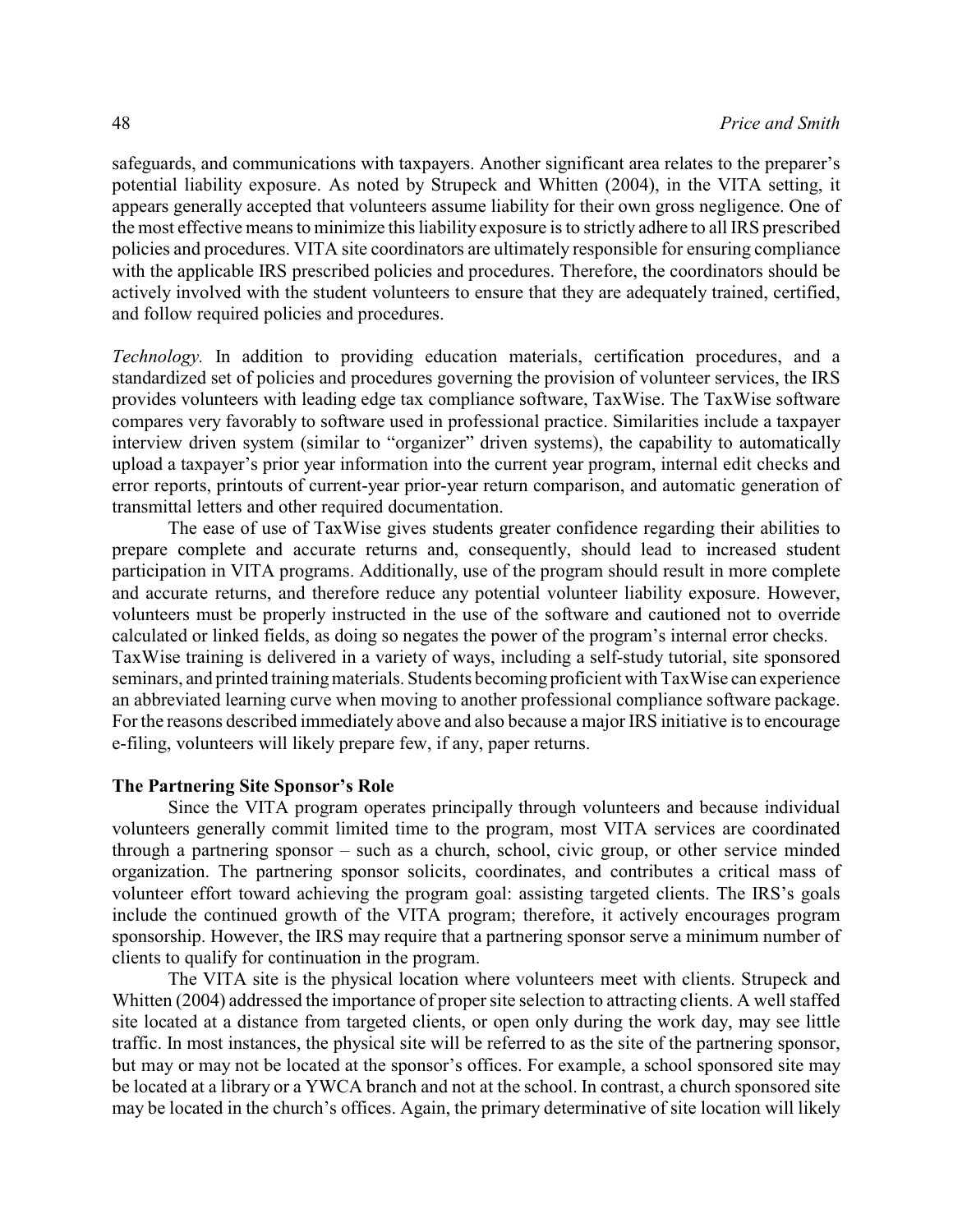safeguards, and communications with taxpayers. Another significant area relates to the preparer's potential liability exposure. As noted by Strupeck and Whitten (2004), in the VITA setting, it appears generally accepted that volunteers assume liability for their own gross negligence. One of the most effective means to minimize this liability exposure is to strictly adhere to all IRS prescribed policies and procedures. VITA site coordinators are ultimately responsible for ensuring compliance with the applicable IRS prescribed policies and procedures. Therefore, the coordinators should be actively involved with the student volunteers to ensure that they are adequately trained, certified, and follow required policies and procedures.

*Technology.* In addition to providing education materials, certification procedures, and a standardized set of policies and procedures governing the provision of volunteer services, the IRS provides volunteers with leading edge tax compliance software, TaxWise. The TaxWise software compares very favorably to software used in professional practice. Similarities include a taxpayer interview driven system (similar to "organizer" driven systems), the capability to automatically upload a taxpayer's prior year information into the current year program, internal edit checks and error reports, printouts of current-year prior-year return comparison, and automatic generation of transmittal letters and other required documentation.

The ease of use of TaxWise gives students greater confidence regarding their abilities to prepare complete and accurate returns and, consequently, should lead to increased student participation in VITA programs. Additionally, use of the program should result in more complete and accurate returns, and therefore reduce any potential volunteer liability exposure. However, volunteers must be properly instructed in the use of the software and cautioned not to override calculated or linked fields, as doing so negates the power of the program's internal error checks. TaxWise training is delivered in a variety of ways, including a self-study tutorial, site sponsored seminars, and printed training materials. Students becoming proficient with TaxWise can experience an abbreviated learning curve when moving to another professional compliance software package. For the reasons described immediately above and also because a major IRS initiative is to encourage e-filing, volunteers will likely prepare few, if any, paper returns.

**The Partnering Site Sponsor's Role**

Since the VITA program operates principally through volunteers and because individual volunteers generally commit limited time to the program, most VITA services are coordinated through a partnering sponsor – such as a church, school, civic group, or other service minded organization. The partnering sponsor solicits, coordinates, and contributes a critical mass of volunteer effort toward achieving the program goal: assisting targeted clients. The IRS's goals include the continued growth of the VITA program; therefore, it actively encourages program sponsorship. However, the IRS may require that a partnering sponsor serve a minimum number of clients to qualify for continuation in the program.

The VITA site is the physical location where volunteers meet with clients. Strupeck and Whitten (2004) addressed the importance of proper site selection to attracting clients. A well staffed site located at a distance from targeted clients, or open only during the work day, may see little traffic. In most instances, the physical site will be referred to as the site of the partnering sponsor, but may or may not be located at the sponsor's offices. For example, a school sponsored site may be located at a library or a YWCA branch and not at the school. In contrast, a church sponsored site may be located in the church's offices. Again, the primary determinative of site location will likely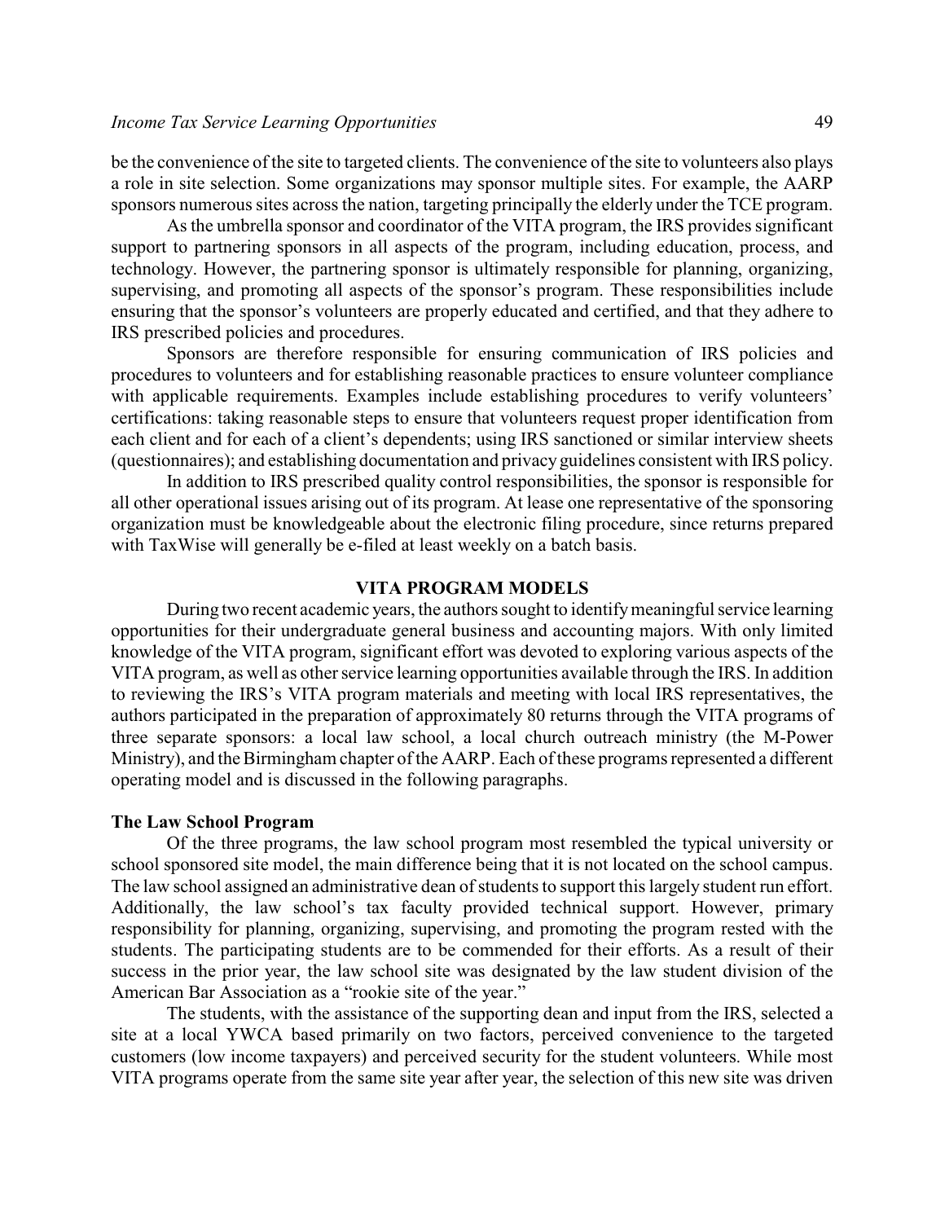be the convenience of the site to targeted clients. The convenience of the site to volunteers also plays a role in site selection. Some organizations may sponsor multiple sites. For example, the AARP sponsors numerous sites across the nation, targeting principally the elderly under the TCE program.

As the umbrella sponsor and coordinator of the VITA program, the IRS provides significant support to partnering sponsors in all aspects of the program, including education, process, and technology. However, the partnering sponsor is ultimately responsible for planning, organizing, supervising, and promoting all aspects of the sponsor's program. These responsibilities include ensuring that the sponsor's volunteers are properly educated and certified, and that they adhere to IRS prescribed policies and procedures.

Sponsors are therefore responsible for ensuring communication of IRS policies and procedures to volunteers and for establishing reasonable practices to ensure volunteer compliance with applicable requirements. Examples include establishing procedures to verify volunteers' certifications: taking reasonable steps to ensure that volunteers request proper identification from each client and for each of a client's dependents; using IRS sanctioned or similar interview sheets (questionnaires); and establishing documentation and privacy guidelines consistent with IRS policy.

In addition to IRS prescribed quality control responsibilities, the sponsor is responsible for all other operational issues arising out of its program. At lease one representative of the sponsoring organization must be knowledgeable about the electronic filing procedure, since returns prepared with TaxWise will generally be e-filed at least weekly on a batch basis.

## VITA PROGRAM MODELS

During two recent academic years, the authors sought to identify meaningful service learning opportunities for their undergraduate general business and accounting majors. With only limited knowledge of the VITA program, significant effort was devoted to exploring various aspects of the VITA program, as well as other service learning opportunities available through the IRS. In addition to reviewing the IRS's VITA program materials and meeting with local IRS representatives, the authors participated in the preparation of approximately 80 returns through the VITA programs of three separate sponsors: a local law school, a local church outreach ministry (the M-Power Ministry), and the Birmingham chapter of the AARP. Each of these programs represented a different operating model and is discussed in the following paragraphs.

### The Law School Program

Of the three programs, the law school program most resembled the typical university or school sponsored site model, the main difference being that it is not located on the school campus. The law school assigned an administrative dean of students to support this largely student run effort. Additionally, the law school's tax faculty provided technical support. However, primary responsibility for planning, organizing, supervising, and promoting the program rested with the students. The participating students are to be commended for their efforts. As a result of their success in the prior year, the law school site was designated by the law student division of the American Bar Association as a "rookie site of the year."

The students, with the assistance of the supporting dean and input from the IRS, selected a site at a local YWCA based primarily on two factors, perceived convenience to the targeted customers (low income taxpayers) and perceived security for the student volunteers. While most VITA programs operate from the same site year after year, the selection of this new site was driven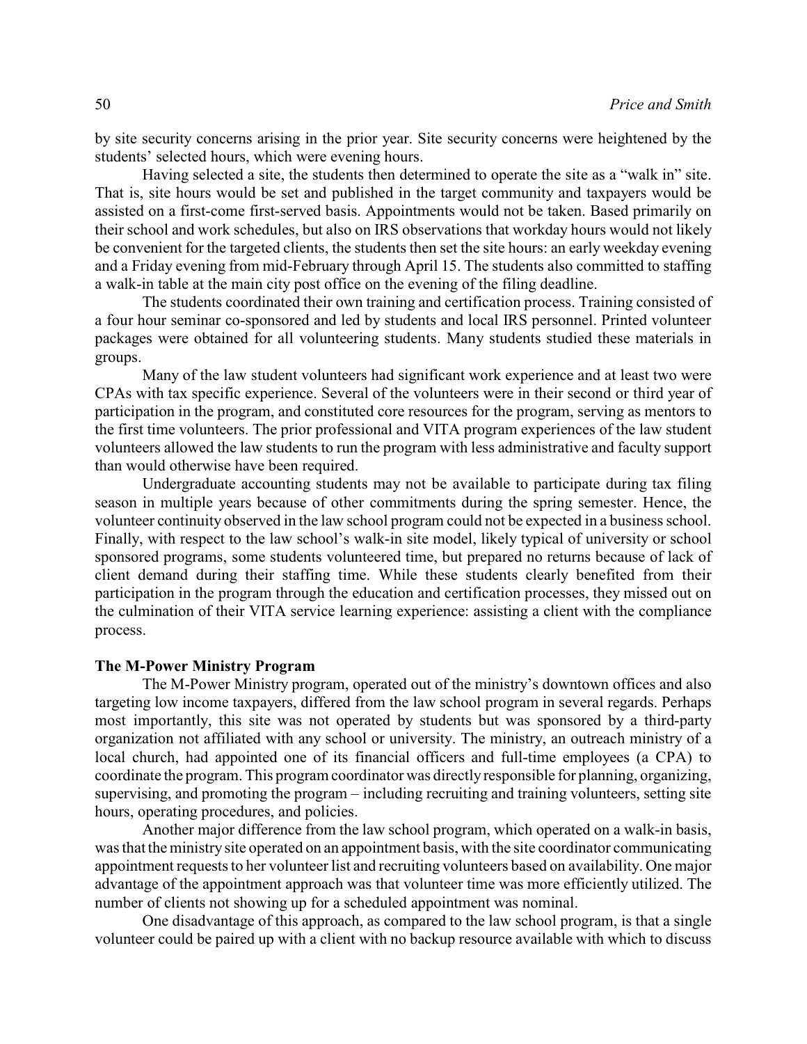by site security concerns arising in the prior year. Site security concerns were heightened by the students' selected hours, which were evening hours.

Having selected a site, the students then determined to operate the site as a "walk in" site. That is, site hours would be set and published in the target community and taxpayers would be assisted on a first-come first-served basis. Appointments would not be taken. Based primarily on their school and work schedules, but also on IRS observations that workday hours would not likely be convenient for the targeted clients, the students then set the site hours: an early weekday evening and a Friday evening from mid-February through April 15. The students also committed to staffing a walk-in table at the main city post office on the evening of the filing deadline.

The students coordinated their own training and certification process. Training consisted of a four hour seminar co-sponsored and led by students and local IRS personnel. Printed volunteer packages were obtained for all volunteering students. Many students studied these materials in groups.

Many of the law student volunteers had significant work experience and at least two were CPAs with tax specific experience. Several of the volunteers were in their second or third year of participation in the program, and constituted core resources for the program, serving as mentors to the first time volunteers. The prior professional and VITA program experiences of the law student volunteers allowed the law students to run the program with less administrative and faculty support than would otherwise have been required.

Undergraduate accounting students may not be available to participate during tax filing season in multiple years because of other commitments during the spring semester. Hence, the volunteer continuity observed in the law school program could not be expected in a business school. Finally, with respect to the law school's walk-in site model, likely typical of university or school sponsored programs, some students volunteered time, but prepared no returns because of lack of client demand during their staffing time. While these students clearly benefited from their participation in the program through the education and certification processes, they missed out on the culmination of their VITA service learning experience: assisting a client with the compliance process.

### The M-Power Ministry Program

The M-Power Ministry program, operated out of the ministry's downtown offices and also targeting low income taxpayers, differed from the law school program in several regards. Perhaps most importantly, this site was not operated by students but was sponsored by a third-party organization not affiliated with any school or university. The ministry, an outreach ministry of a local church, had appointed one of its financial officers and full-time employees (a CPA) to coordinate the program. This program coordinator was directly responsible for planning, organizing, supervising, and promoting the program – including recruiting and training volunteers, setting site hours, operating procedures, and policies.

Another major difference from the law school program, which operated on a walk-in basis, was that the ministry site operated on an appointment basis, with the site coordinator communicating appointment requests to her volunteer list and recruiting volunteers based on availability. One major advantage of the appointment approach was that volunteer time was more efficiently utilized. The number of clients not showing up for a scheduled appointment was nominal.

One disadvantage of this approach, as compared to the law school program, is that a single volunteer could be paired up with a client with no backup resource available with which to discuss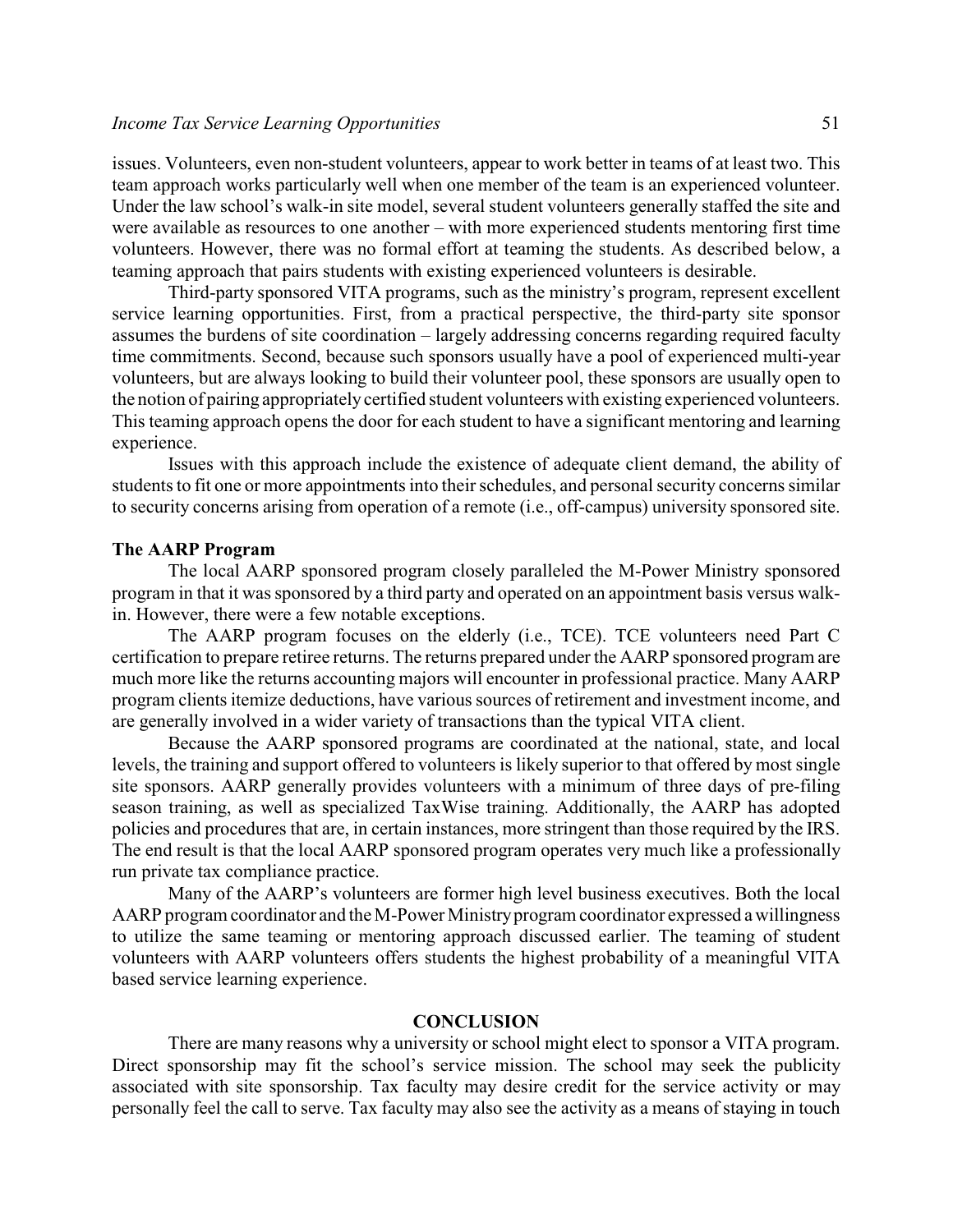issues. Volunteers, even non-student volunteers, appear to work better in teams of at least two. This team approach works particularly well when one member of the team is an experienced volunteer. Under the law school's walk-in site model, several student volunteers generally staffed the site and were available as resources to one another – with more experienced students mentoring first time volunteers. However, there was no formal effort at teaming the students. As described below, a teaming approach that pairs students with existing experienced volunteers is desirable.

Third-party sponsored VITA programs, such as the ministry's program, represent excellent service learning opportunities. First, from a practical perspective, the third-party site sponsor assumes the burdens of site coordination – largely addressing concerns regarding required faculty time commitments. Second, because such sponsors usually have a pool of experienced multi-year volunteers, but are always looking to build their volunteer pool, these sponsors are usually open to the notion of pairing appropriately certified student volunteers with existing experienced volunteers. This teaming approach opens the door for each student to have a significant mentoring and learning experience.

Issues with this approach include the existence of adequate client demand, the ability of students to fit one or more appointments into their schedules, and personal security concerns similar to security concerns arising from operation of a remote (i.e., off-campus) university sponsored site.

### The AARP Program

The local AARP sponsored program closely paralleled the M-Power Ministry sponsored program in that it was sponsored by a third party and operated on an appointment basis versus walk-in. However, there were a few notable exceptions.

The AARP program focuses on the elderly (i.e., TCE). TCE volunteers need Part C certification to prepare retiree returns. The returns prepared under the AARP sponsored program are much more like the returns accounting majors will encounter in professional practice. Many AARP program clients itemize deductions, have various sources of retirement and investment income, and are generally involved in a wider variety of transactions than the typical VITA client.

Because the AARP sponsored programs are coordinated at the national, state, and local levels, the training and support offered to volunteers is likely superior to that offered by most single site sponsors. AARP generally provides volunteers with a minimum of three days of pre-filing season training, as well as specialized TaxWise training. Additionally, the AARP has adopted policies and procedures that are, in certain instances, more stringent than those required by the IRS. The end result is that the local AARP sponsored program operates very much like a professionally run private tax compliance practice.

Many of the AARP's volunteers are former high level business executives. Both the local AARP program coordinator and the M-Power Ministry program coordinator expressed a willingness to utilize the same teaming or mentoring approach discussed earlier. The teaming of student volunteers with AARP volunteers offers students the highest probability of a meaningful VITA based service learning experience.

## CONCLUSION

There are many reasons why a university or school might elect to sponsor a VITA program. Direct sponsorship may fit the school's service mission. The school may seek the publicity associated with site sponsorship. Tax faculty may desire credit for the service activity or may personally feel the call to serve. Tax faculty may also see the activity as a means of staying in touch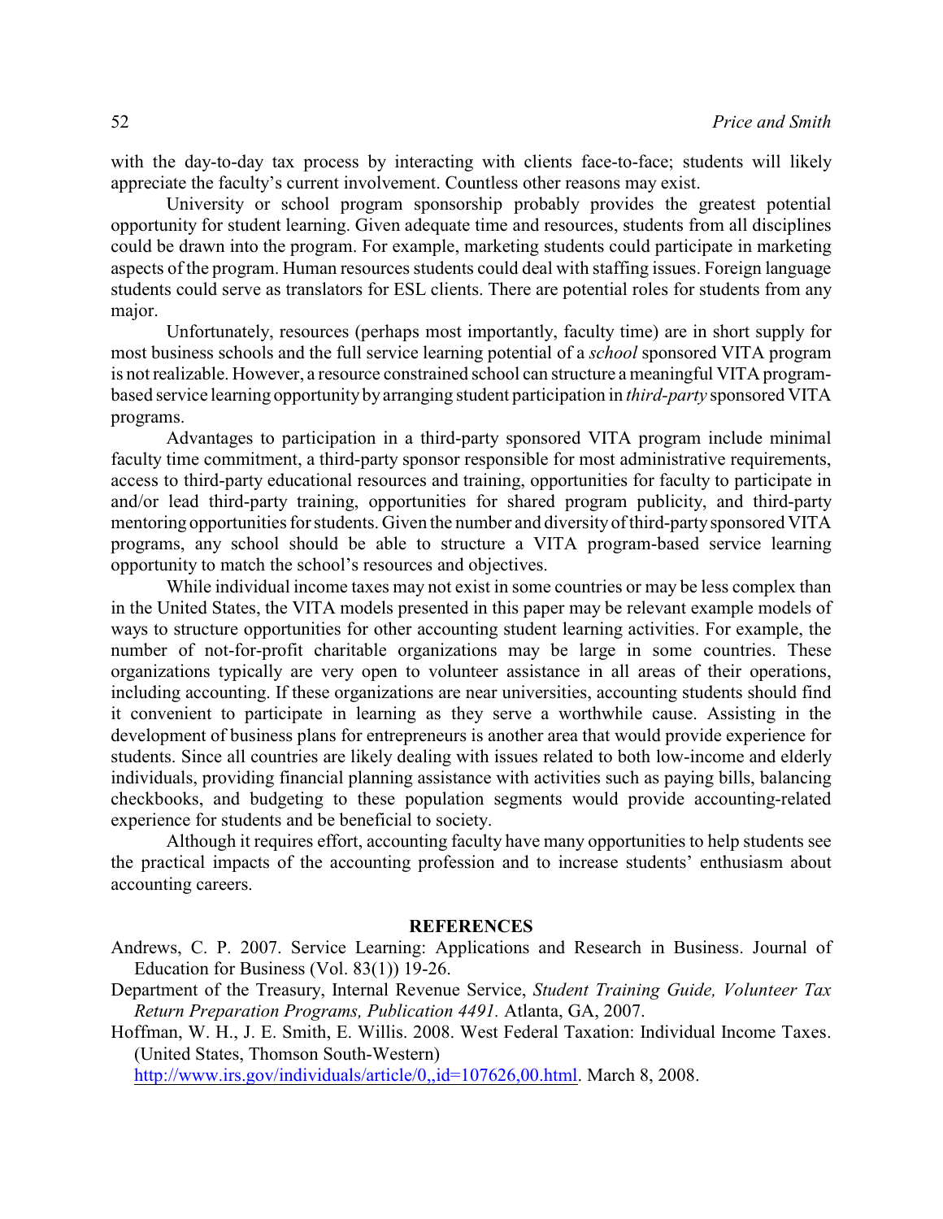with the day-to-day tax process by interacting with clients face-to-face; students will likely appreciate the faculty's current involvement. Countless other reasons may exist.

University or school program sponsorship probably provides the greatest potential opportunity for student learning. Given adequate time and resources, students from all disciplines could be drawn into the program. For example, marketing students could participate in marketing aspects of the program. Human resources students could deal with staffing issues. Foreign language students could serve as translators for ESL clients. There are potential roles for students from any major.

Unfortunately, resources (perhaps most importantly, faculty time) are in short supply for most business schools and the full service learning potential of a *school* sponsored VITA program is not realizable. However, a resource constrained school can structure a meaningful VITA program-based service learning opportunity by arranging student participation in *third-party* sponsored VITA programs.

Advantages to participation in a third-party sponsored VITA program include minimal faculty time commitment, a third-party sponsor responsible for most administrative requirements, access to third-party educational resources and training, opportunities for faculty to participate in and/or lead third-party training, opportunities for shared program publicity, and third-party mentoring opportunities for students. Given the number and diversity of third-party sponsored VITA programs, any school should be able to structure a VITA program-based service learning opportunity to match the school's resources and objectives.

While individual income taxes may not exist in some countries or may be less complex than in the United States, the VITA models presented in this paper may be relevant example models of ways to structure opportunities for other accounting student learning activities. For example, the number of not-for-profit charitable organizations may be large in some countries. These organizations typically are very open to volunteer assistance in all areas of their operations, including accounting. If these organizations are near universities, accounting students should find it convenient to participate in learning as they serve a worthwhile cause. Assisting in the development of business plans for entrepreneurs is another area that would provide experience for students. Since all countries are likely dealing with issues related to both low-income and elderly individuals, providing financial planning assistance with activities such as paying bills, balancing checkbooks, and budgeting to these population segments would provide accounting-related experience for students and be beneficial to society.

Although it requires effort, accounting faculty have many opportunities to help students see the practical impacts of the accounting profession and to increase students' enthusiasm about accounting careers.

## REFERENCES

Andrews, C. P. 2007. Service Learning: Applications and Research in Business. Journal of Education for Business (Vol. 83(1)) 19-26.

Department of the Treasury, Internal Revenue Service, *Student Training Guide, Volunteer Tax Return Preparation Programs, Publication 4491.* Atlanta, GA, 2007.

Hoffman, W. H., J. E. Smith, E. Willis. 2008. West Federal Taxation: Individual Income Taxes. (United States, Thomson South-Western)

http://www.irs.gov/individuals/article/0,,id=107626,00.html. March 8, 2008.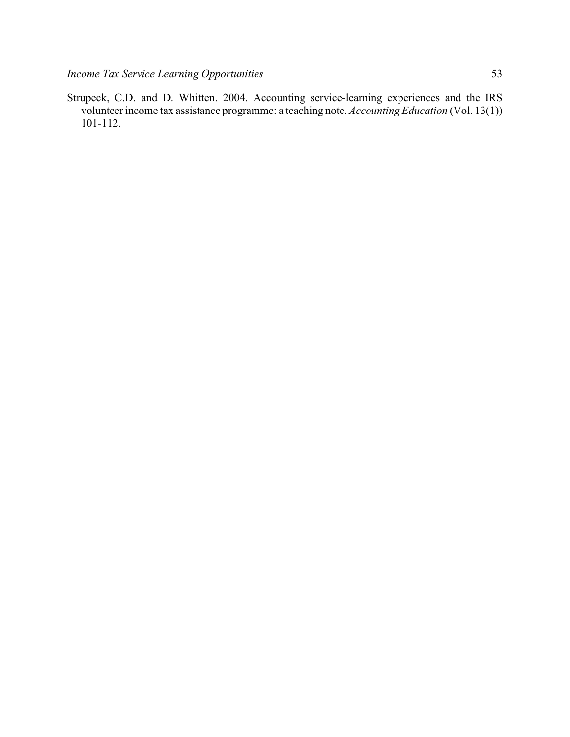Strupeck, C.D. and D. Whitten. 2004. Accounting service-learning experiences and the IRS volunteer income tax assistance programme: a teaching note. *Accounting Education* (Vol. 13(1)) 101-112.